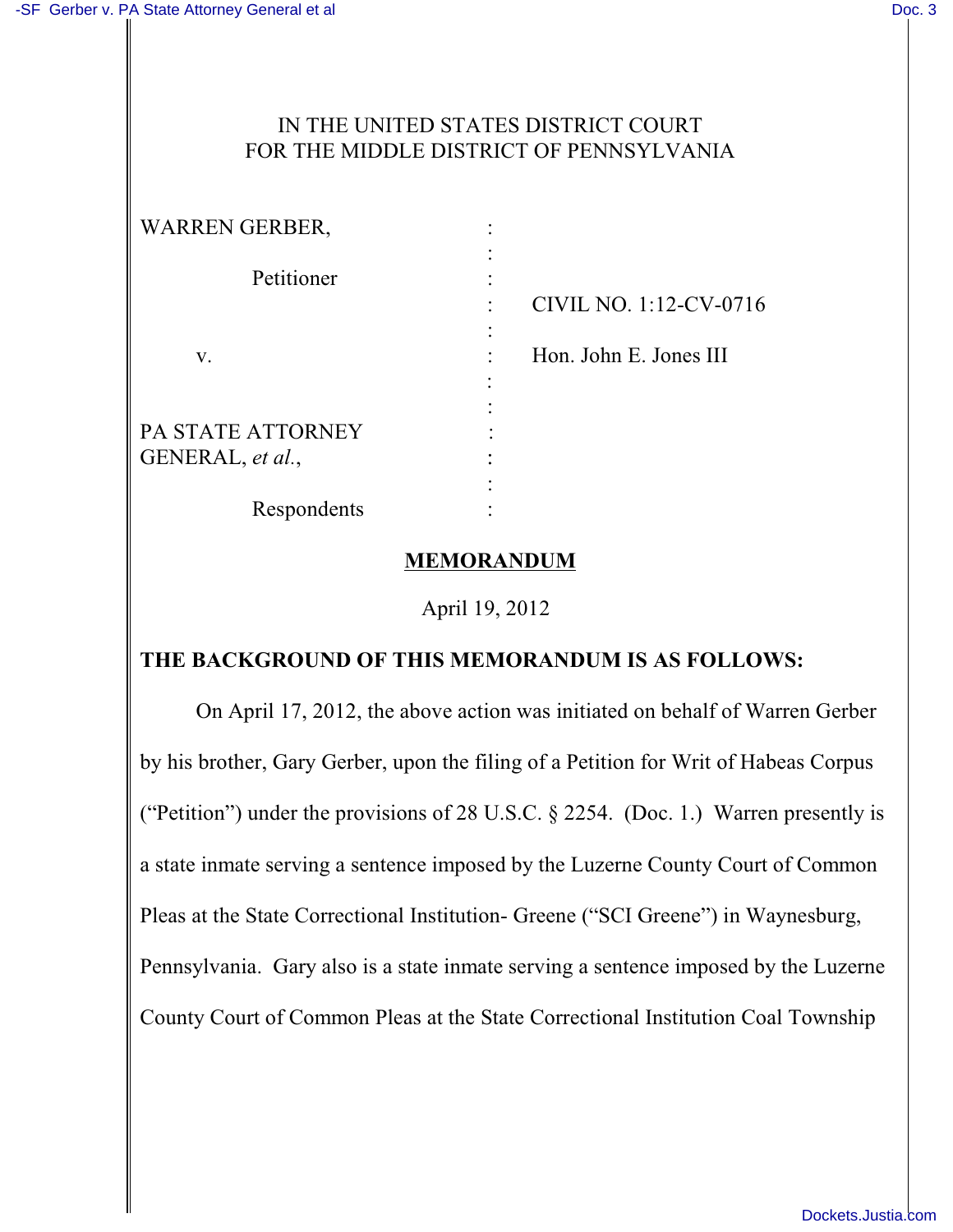IN THE UNITED STATES DISTRICT COURT
FOR THE MIDDLE DISTRICT OF PENNSYLVANIA

| | | |
|---|---|---|
| WARREN GERBER, | : | |
| Petitioner | : | CIVIL NO. 1:12-CV-0716 |
| v. | : | Hon. John E. Jones III |
| PA STATE ATTORNEY GENERAL, *et al.*, | : | |
| Respondents | : | |

**MEMORANDUM**

April 19, 2012

**THE BACKGROUND OF THIS MEMORANDUM IS AS FOLLOWS:**

On April 17, 2012, the above action was initiated on behalf of Warren Gerber by his brother, Gary Gerber, upon the filing of a Petition for Writ of Habeas Corpus ("Petition") under the provisions of 28 U.S.C. § 2254. (Doc. 1.) Warren presently is a state inmate serving a sentence imposed by the Luzerne County Court of Common Pleas at the State Correctional Institution- Greene ("SCI Greene") in Waynesburg, Pennsylvania. Gary also is a state inmate serving a sentence imposed by the Luzerne County Court of Common Pleas at the State Correctional Institution Coal Township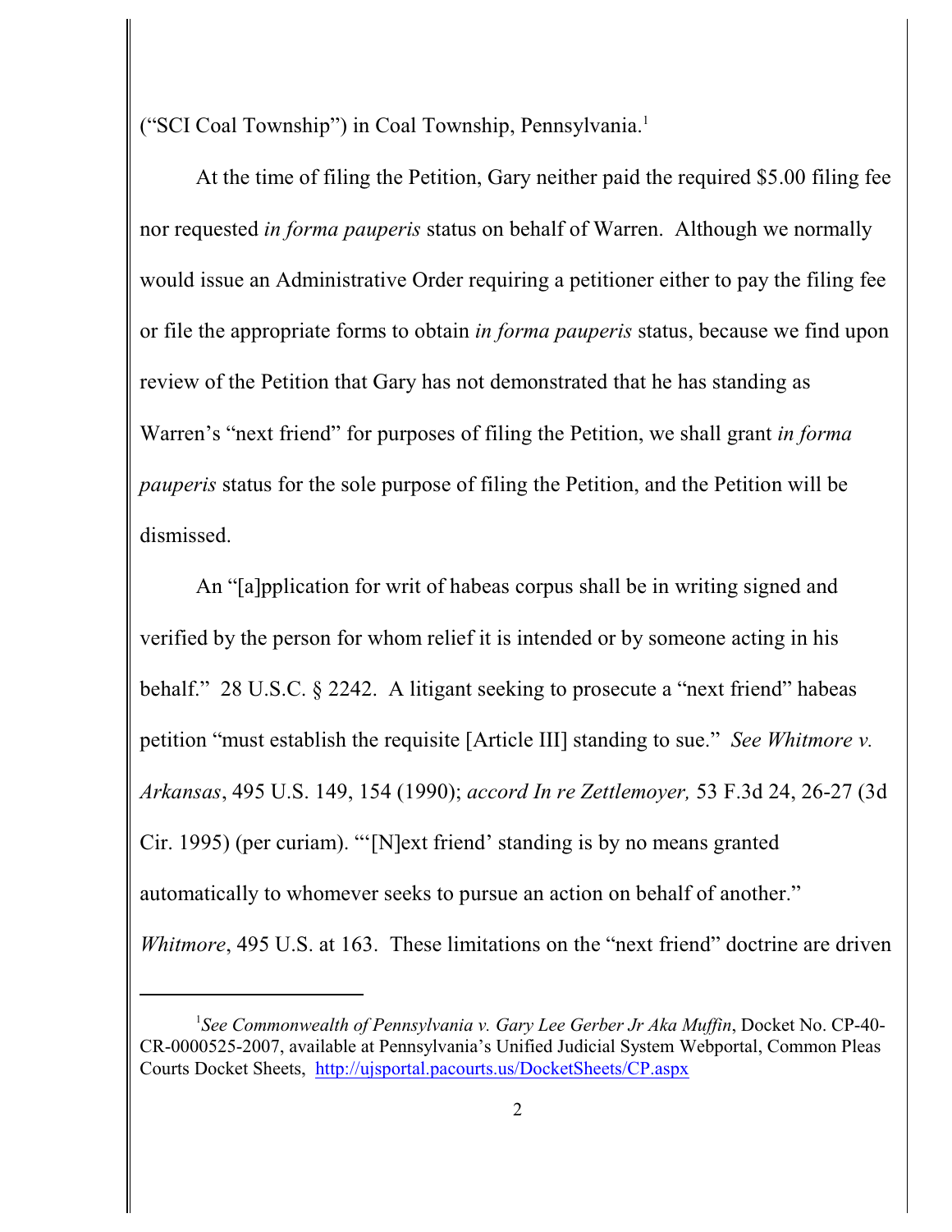("SCI Coal Township") in Coal Township, Pennsylvania.[1]

At the time of filing the Petition, Gary neither paid the required $5.00 filing fee nor requested *in forma pauperis* status on behalf of Warren. Although we normally would issue an Administrative Order requiring a petitioner either to pay the filing fee or file the appropriate forms to obtain *in forma pauperis* status, because we find upon review of the Petition that Gary has not demonstrated that he has standing as Warren's "next friend" for purposes of filing the Petition, we shall grant *in forma pauperis* status for the sole purpose of filing the Petition, and the Petition will be dismissed.

An "[a]pplication for writ of habeas corpus shall be in writing signed and verified by the person for whom relief it is intended or by someone acting in his behalf." 28 U.S.C. § 2242. A litigant seeking to prosecute a "next friend" habeas petition "must establish the requisite [Article III] standing to sue." *See Whitmore v. Arkansas*, 495 U.S. 149, 154 (1990); *accord In re Zettlemoyer,* 53 F.3d 24, 26-27 (3d Cir. 1995) (per curiam). "'[N]ext friend' standing is by no means granted automatically to whomever seeks to pursue an action on behalf of another." *Whitmore*, 495 U.S. at 163. These limitations on the "next friend" doctrine are driven

---

[1]*See Commonwealth of Pennsylvania v. Gary Lee Gerber Jr Aka Muffin*, Docket No. CP-40-CR-0000525-2007, available at Pennsylvania's Unified Judicial System Webportal, Common Pleas Courts Docket Sheets, http://ujsportal.pacourts.us/DocketSheets/CP.aspx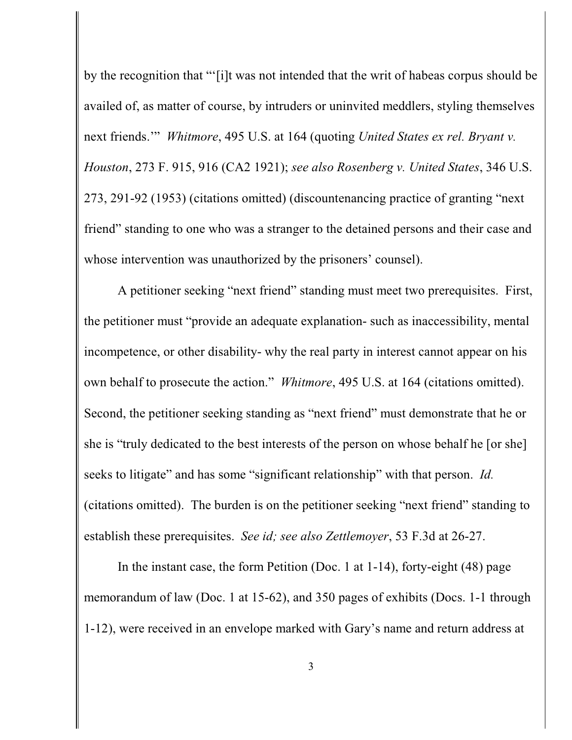by the recognition that "'[i]t was not intended that the writ of habeas corpus should be availed of, as matter of course, by intruders or uninvited meddlers, styling themselves next friends.'" *Whitmore*, 495 U.S. at 164 (quoting *United States ex rel. Bryant v. Houston*, 273 F. 915, 916 (CA2 1921); *see also Rosenberg v. United States*, 346 U.S. 273, 291-92 (1953) (citations omitted) (discountenancing practice of granting "next friend" standing to one who was a stranger to the detained persons and their case and whose intervention was unauthorized by the prisoners' counsel).

A petitioner seeking "next friend" standing must meet two prerequisites. First, the petitioner must "provide an adequate explanation- such as inaccessibility, mental incompetence, or other disability- why the real party in interest cannot appear on his own behalf to prosecute the action." *Whitmore*, 495 U.S. at 164 (citations omitted). Second, the petitioner seeking standing as "next friend" must demonstrate that he or she is "truly dedicated to the best interests of the person on whose behalf he [or she] seeks to litigate" and has some "significant relationship" with that person. *Id.* (citations omitted). The burden is on the petitioner seeking "next friend" standing to establish these prerequisites. *See id; see also Zettlemoyer*, 53 F.3d at 26-27.

In the instant case, the form Petition (Doc. 1 at 1-14), forty-eight (48) page memorandum of law (Doc. 1 at 15-62), and 350 pages of exhibits (Docs. 1-1 through 1-12), were received in an envelope marked with Gary's name and return address at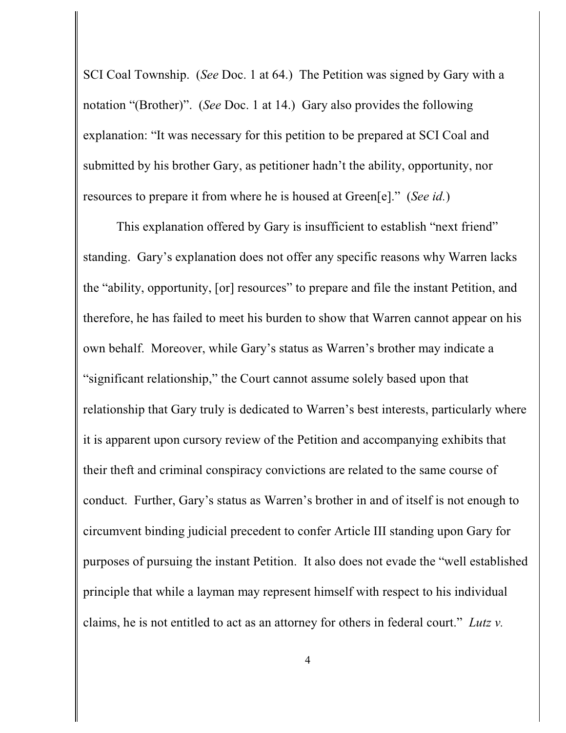SCI Coal Township. (*See* Doc. 1 at 64.) The Petition was signed by Gary with a notation "(Brother)". (*See* Doc. 1 at 14.) Gary also provides the following explanation: "It was necessary for this petition to be prepared at SCI Coal and submitted by his brother Gary, as petitioner hadn't the ability, opportunity, nor resources to prepare it from where he is housed at Green[e]." (*See id.*)

This explanation offered by Gary is insufficient to establish "next friend" standing. Gary's explanation does not offer any specific reasons why Warren lacks the "ability, opportunity, [or] resources" to prepare and file the instant Petition, and therefore, he has failed to meet his burden to show that Warren cannot appear on his own behalf. Moreover, while Gary's status as Warren's brother may indicate a "significant relationship," the Court cannot assume solely based upon that relationship that Gary truly is dedicated to Warren's best interests, particularly where it is apparent upon cursory review of the Petition and accompanying exhibits that their theft and criminal conspiracy convictions are related to the same course of conduct. Further, Gary's status as Warren's brother in and of itself is not enough to circumvent binding judicial precedent to confer Article III standing upon Gary for purposes of pursuing the instant Petition. It also does not evade the "well established principle that while a layman may represent himself with respect to his individual claims, he is not entitled to act as an attorney for others in federal court." *Lutz v.*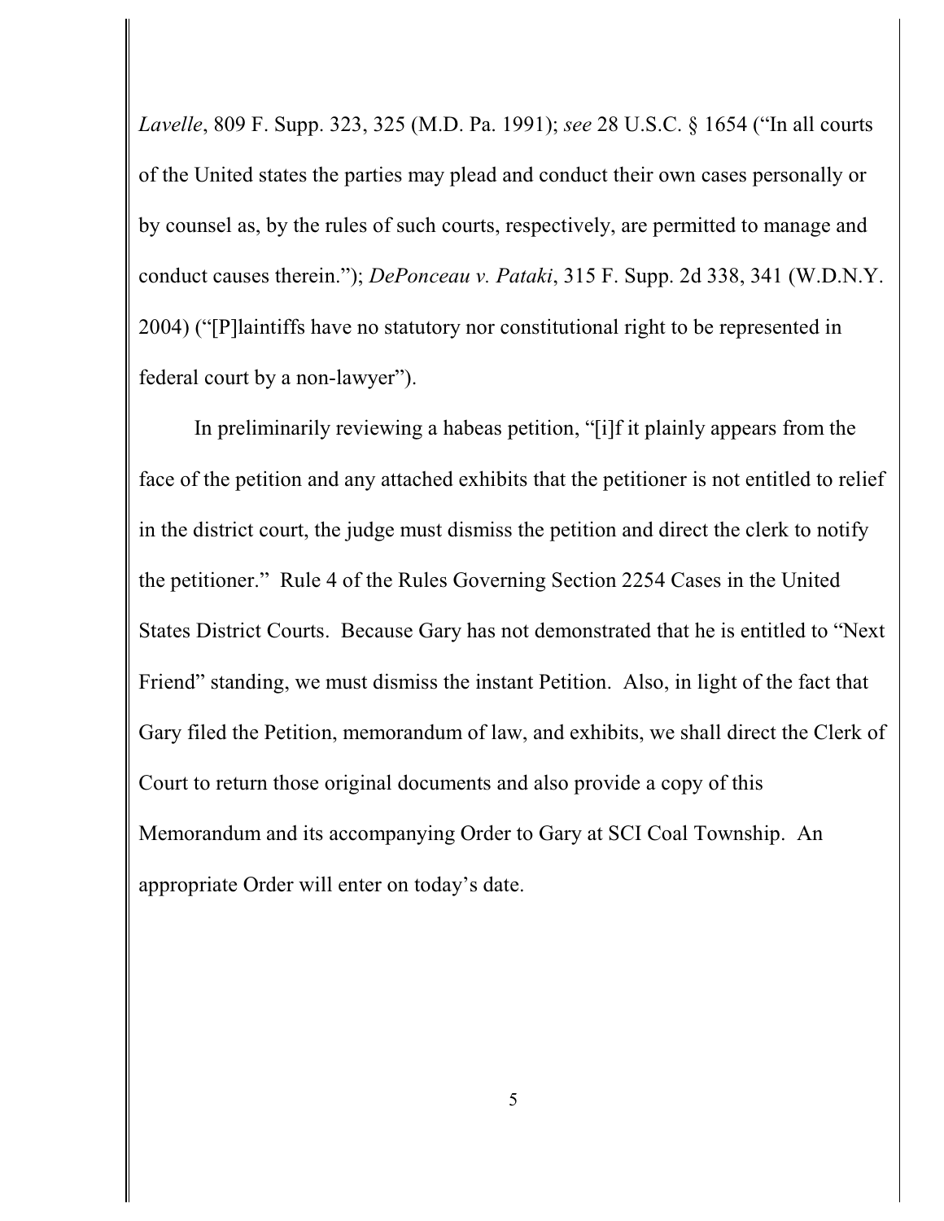*Lavelle*, 809 F. Supp. 323, 325 (M.D. Pa. 1991); *see* 28 U.S.C. § 1654 ("In all courts of the United states the parties may plead and conduct their own cases personally or by counsel as, by the rules of such courts, respectively, are permitted to manage and conduct causes therein."); *DePonceau v. Pataki*, 315 F. Supp. 2d 338, 341 (W.D.N.Y. 2004) ("[P]laintiffs have no statutory nor constitutional right to be represented in federal court by a non-lawyer").

In preliminarily reviewing a habeas petition, "[i]f it plainly appears from the face of the petition and any attached exhibits that the petitioner is not entitled to relief in the district court, the judge must dismiss the petition and direct the clerk to notify the petitioner." Rule 4 of the Rules Governing Section 2254 Cases in the United States District Courts. Because Gary has not demonstrated that he is entitled to "Next Friend" standing, we must dismiss the instant Petition. Also, in light of the fact that Gary filed the Petition, memorandum of law, and exhibits, we shall direct the Clerk of Court to return those original documents and also provide a copy of this Memorandum and its accompanying Order to Gary at SCI Coal Township. An appropriate Order will enter on today's date.